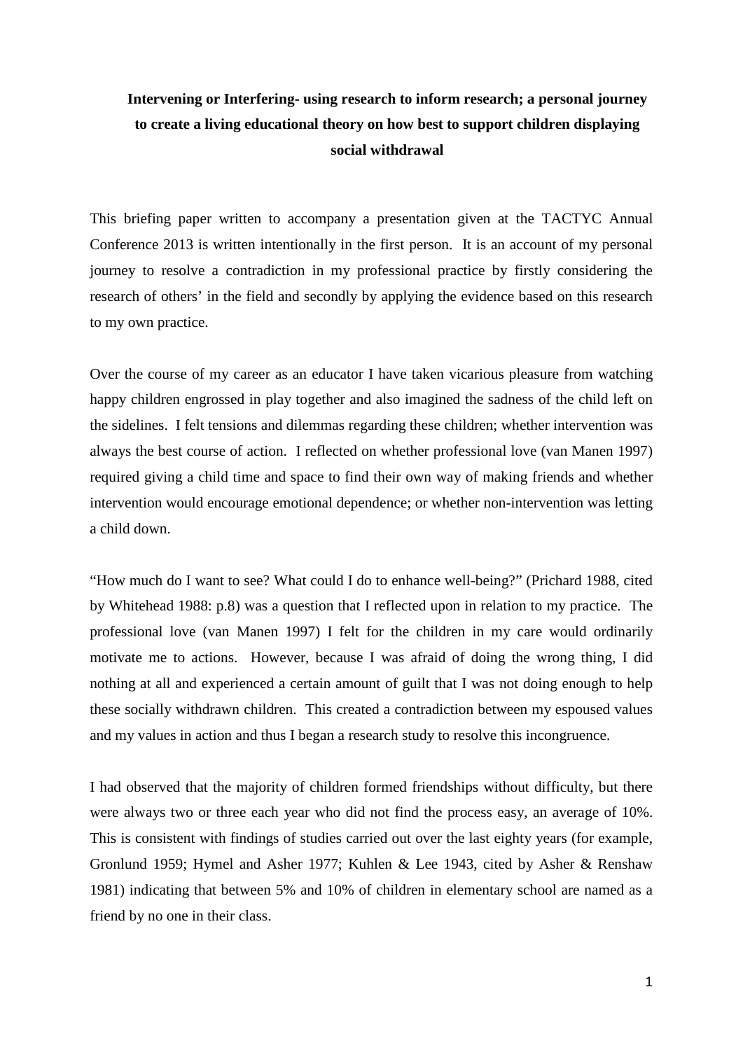# Intervening or Interfering- using research to inform research; a personal journey to create a living educational theory on how best to support children displaying social withdrawal

This briefing paper written to accompany a presentation given at the TACTYC Annual Conference 2013 is written intentionally in the first person. It is an account of my personal journey to resolve a contradiction in my professional practice by firstly considering the research of others' in the field and secondly by applying the evidence based on this research to my own practice.

Over the course of my career as an educator I have taken vicarious pleasure from watching happy children engrossed in play together and also imagined the sadness of the child left on the sidelines. I felt tensions and dilemmas regarding these children; whether intervention was always the best course of action. I reflected on whether professional love (van Manen 1997) required giving a child time and space to find their own way of making friends and whether intervention would encourage emotional dependence; or whether non-intervention was letting a child down.

"How much do I want to see? What could I do to enhance well-being?" (Prichard 1988, cited by Whitehead 1988: p.8) was a question that I reflected upon in relation to my practice. The professional love (van Manen 1997) I felt for the children in my care would ordinarily motivate me to actions. However, because I was afraid of doing the wrong thing, I did nothing at all and experienced a certain amount of guilt that I was not doing enough to help these socially withdrawn children. This created a contradiction between my espoused values and my values in action and thus I began a research study to resolve this incongruence.

I had observed that the majority of children formed friendships without difficulty, but there were always two or three each year who did not find the process easy, an average of 10%. This is consistent with findings of studies carried out over the last eighty years (for example, Gronlund 1959; Hymel and Asher 1977; Kuhlen & Lee 1943, cited by Asher & Renshaw 1981) indicating that between 5% and 10% of children in elementary school are named as a friend by no one in their class.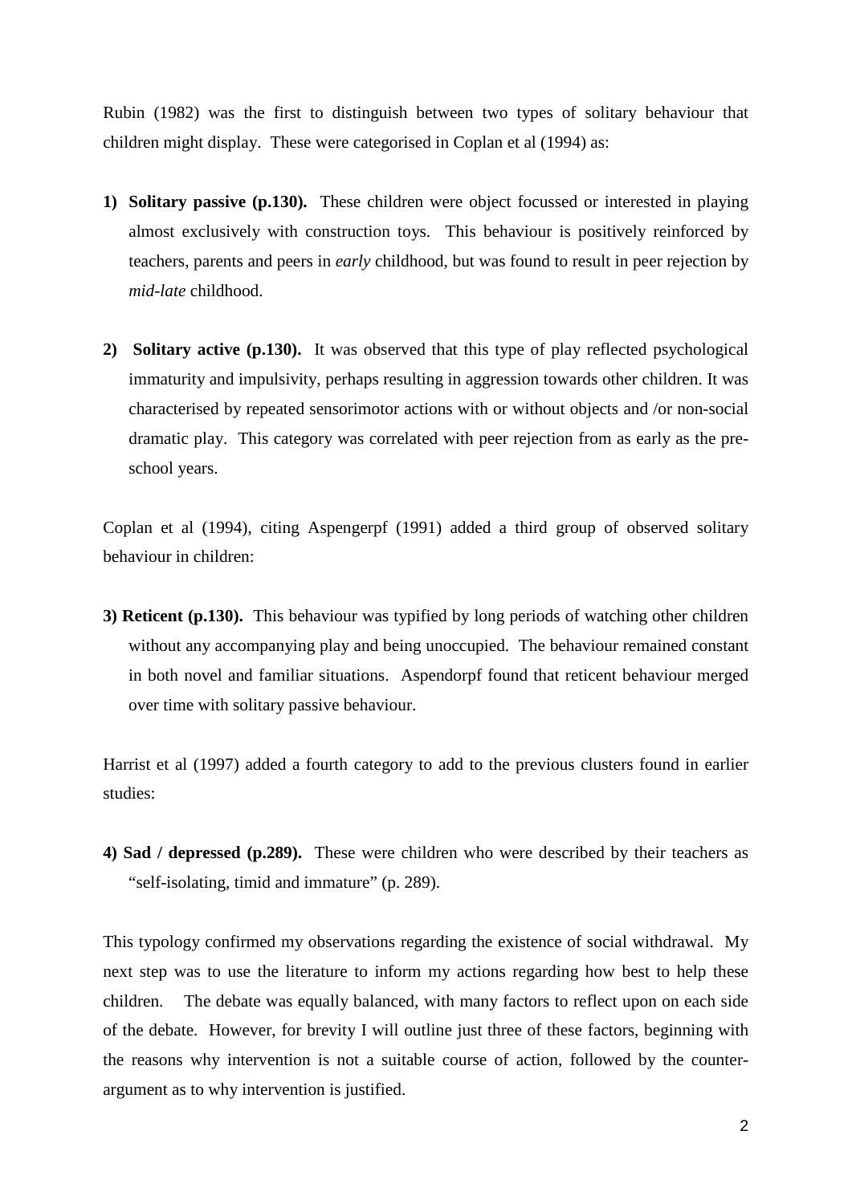Rubin (1982) was the first to distinguish between two types of solitary behaviour that children might display. These were categorised in Coplan et al (1994) as:

1) **Solitary passive (p.130).** These children were object focussed or interested in playing almost exclusively with construction toys. This behaviour is positively reinforced by teachers, parents and peers in *early* childhood, but was found to result in peer rejection by *mid-late* childhood.

2) **Solitary active (p.130).** It was observed that this type of play reflected psychological immaturity and impulsivity, perhaps resulting in aggression towards other children. It was characterised by repeated sensorimotor actions with or without objects and /or non-social dramatic play. This category was correlated with peer rejection from as early as the pre-school years.

Coplan et al (1994), citing Aspengerpf (1991) added a third group of observed solitary behaviour in children:

3) **Reticent (p.130).** This behaviour was typified by long periods of watching other children without any accompanying play and being unoccupied. The behaviour remained constant in both novel and familiar situations. Aspendorpf found that reticent behaviour merged over time with solitary passive behaviour.

Harrist et al (1997) added a fourth category to add to the previous clusters found in earlier studies:

4) **Sad / depressed (p.289).** These were children who were described by their teachers as "self-isolating, timid and immature" (p. 289).

This typology confirmed my observations regarding the existence of social withdrawal. My next step was to use the literature to inform my actions regarding how best to help these children. The debate was equally balanced, with many factors to reflect upon on each side of the debate. However, for brevity I will outline just three of these factors, beginning with the reasons why intervention is not a suitable course of action, followed by the counter-argument as to why intervention is justified.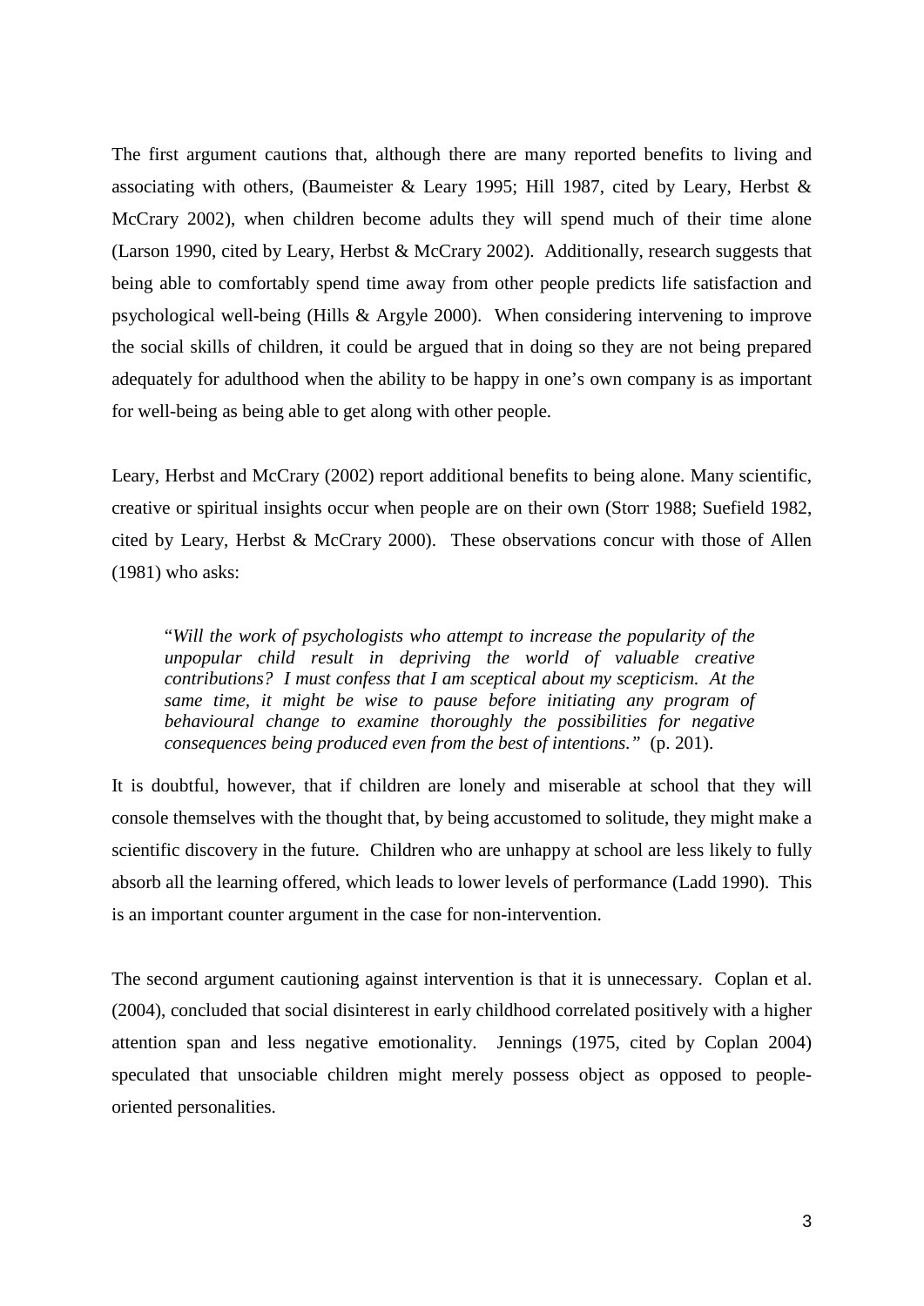The first argument cautions that, although there are many reported benefits to living and associating with others, (Baumeister & Leary 1995; Hill 1987, cited by Leary, Herbst & McCrary 2002), when children become adults they will spend much of their time alone (Larson 1990, cited by Leary, Herbst & McCrary 2002). Additionally, research suggests that being able to comfortably spend time away from other people predicts life satisfaction and psychological well-being (Hills & Argyle 2000). When considering intervening to improve the social skills of children, it could be argued that in doing so they are not being prepared adequately for adulthood when the ability to be happy in one's own company is as important for well-being as being able to get along with other people.

Leary, Herbst and McCrary (2002) report additional benefits to being alone. Many scientific, creative or spiritual insights occur when people are on their own (Storr 1988; Suefield 1982, cited by Leary, Herbst & McCrary 2000). These observations concur with those of Allen (1981) who asks:

> "*Will the work of psychologists who attempt to increase the popularity of the unpopular child result in depriving the world of valuable creative contributions? I must confess that I am sceptical about my scepticism. At the same time, it might be wise to pause before initiating any program of behavioural change to examine thoroughly the possibilities for negative consequences being produced even from the best of intentions."* (p. 201).

It is doubtful, however, that if children are lonely and miserable at school that they will console themselves with the thought that, by being accustomed to solitude, they might make a scientific discovery in the future. Children who are unhappy at school are less likely to fully absorb all the learning offered, which leads to lower levels of performance (Ladd 1990). This is an important counter argument in the case for non-intervention.

The second argument cautioning against intervention is that it is unnecessary. Coplan et al. (2004), concluded that social disinterest in early childhood correlated positively with a higher attention span and less negative emotionality. Jennings (1975, cited by Coplan 2004) speculated that unsociable children might merely possess object as opposed to people-oriented personalities.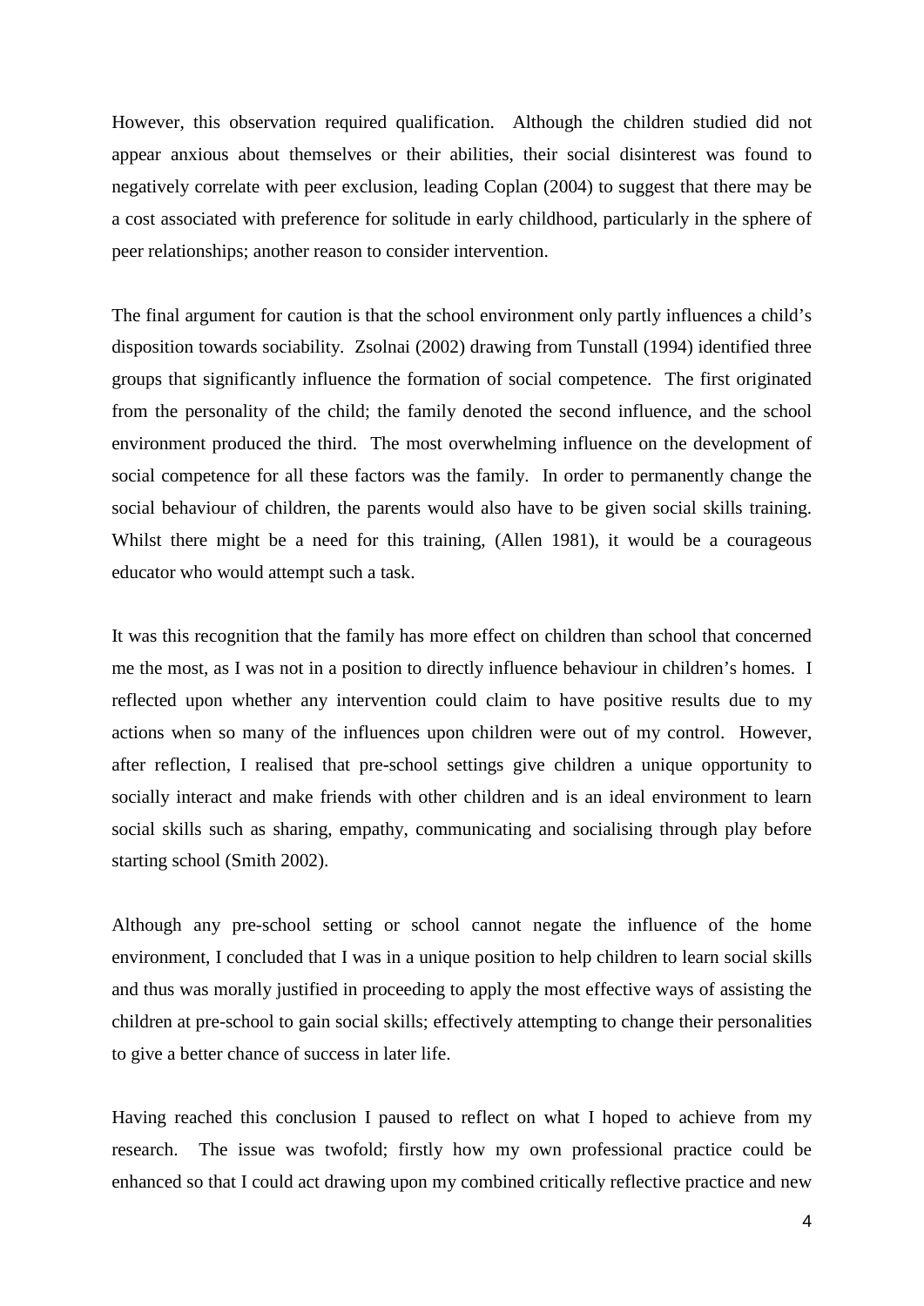However, this observation required qualification. Although the children studied did not appear anxious about themselves or their abilities, their social disinterest was found to negatively correlate with peer exclusion, leading Coplan (2004) to suggest that there may be a cost associated with preference for solitude in early childhood, particularly in the sphere of peer relationships; another reason to consider intervention.

The final argument for caution is that the school environment only partly influences a child's disposition towards sociability. Zsolnai (2002) drawing from Tunstall (1994) identified three groups that significantly influence the formation of social competence. The first originated from the personality of the child; the family denoted the second influence, and the school environment produced the third. The most overwhelming influence on the development of social competence for all these factors was the family. In order to permanently change the social behaviour of children, the parents would also have to be given social skills training. Whilst there might be a need for this training, (Allen 1981), it would be a courageous educator who would attempt such a task.

It was this recognition that the family has more effect on children than school that concerned me the most, as I was not in a position to directly influence behaviour in children's homes. I reflected upon whether any intervention could claim to have positive results due to my actions when so many of the influences upon children were out of my control. However, after reflection, I realised that pre-school settings give children a unique opportunity to socially interact and make friends with other children and is an ideal environment to learn social skills such as sharing, empathy, communicating and socialising through play before starting school (Smith 2002).

Although any pre-school setting or school cannot negate the influence of the home environment, I concluded that I was in a unique position to help children to learn social skills and thus was morally justified in proceeding to apply the most effective ways of assisting the children at pre-school to gain social skills; effectively attempting to change their personalities to give a better chance of success in later life.

Having reached this conclusion I paused to reflect on what I hoped to achieve from my research. The issue was twofold; firstly how my own professional practice could be enhanced so that I could act drawing upon my combined critically reflective practice and new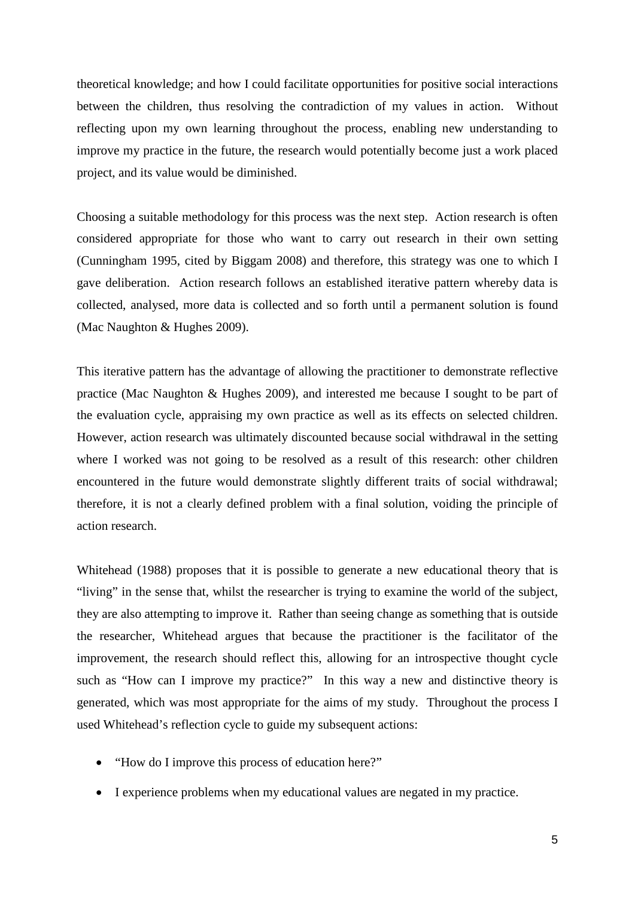theoretical knowledge; and how I could facilitate opportunities for positive social interactions between the children, thus resolving the contradiction of my values in action. Without reflecting upon my own learning throughout the process, enabling new understanding to improve my practice in the future, the research would potentially become just a work placed project, and its value would be diminished.

Choosing a suitable methodology for this process was the next step. Action research is often considered appropriate for those who want to carry out research in their own setting (Cunningham 1995, cited by Biggam 2008) and therefore, this strategy was one to which I gave deliberation. Action research follows an established iterative pattern whereby data is collected, analysed, more data is collected and so forth until a permanent solution is found (Mac Naughton & Hughes 2009).

This iterative pattern has the advantage of allowing the practitioner to demonstrate reflective practice (Mac Naughton & Hughes 2009), and interested me because I sought to be part of the evaluation cycle, appraising my own practice as well as its effects on selected children. However, action research was ultimately discounted because social withdrawal in the setting where I worked was not going to be resolved as a result of this research: other children encountered in the future would demonstrate slightly different traits of social withdrawal; therefore, it is not a clearly defined problem with a final solution, voiding the principle of action research.

Whitehead (1988) proposes that it is possible to generate a new educational theory that is "living" in the sense that, whilst the researcher is trying to examine the world of the subject, they are also attempting to improve it. Rather than seeing change as something that is outside the researcher, Whitehead argues that because the practitioner is the facilitator of the improvement, the research should reflect this, allowing for an introspective thought cycle such as "How can I improve my practice?" In this way a new and distinctive theory is generated, which was most appropriate for the aims of my study. Throughout the process I used Whitehead's reflection cycle to guide my subsequent actions:

- "How do I improve this process of education here?"
- I experience problems when my educational values are negated in my practice.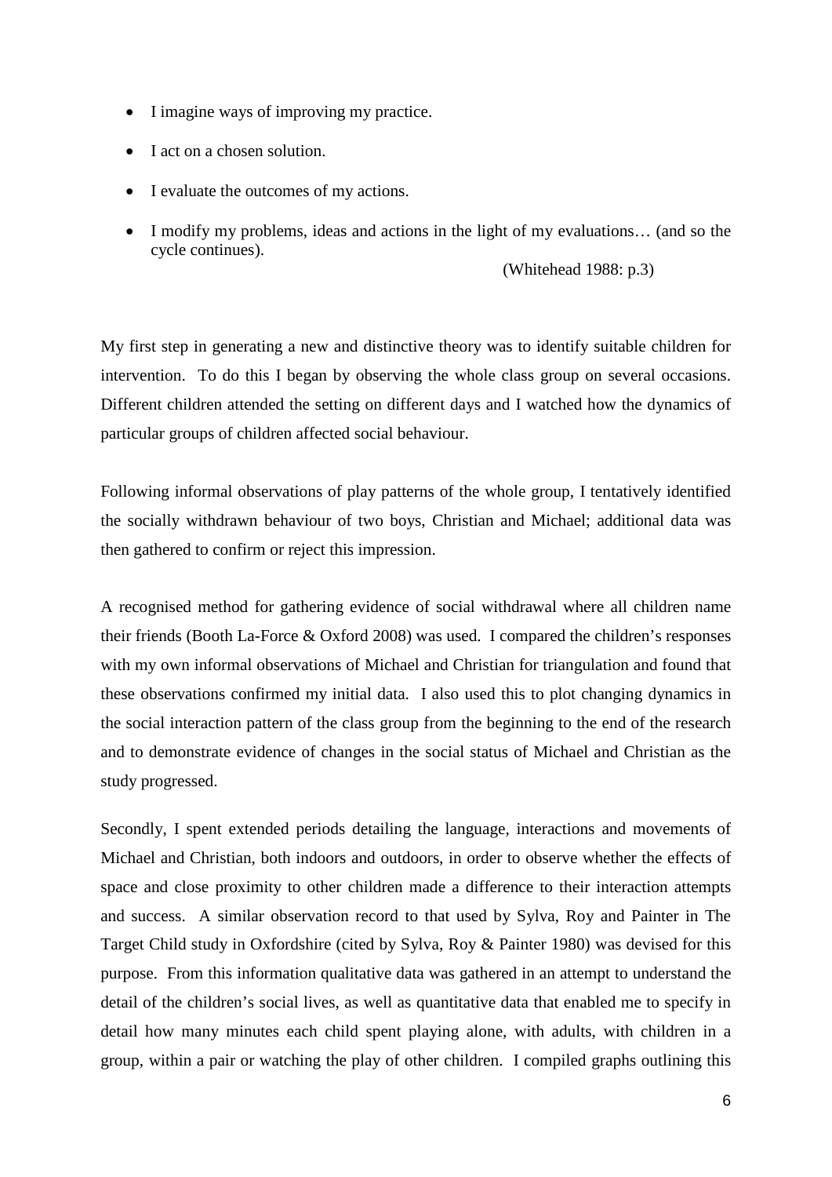- I imagine ways of improving my practice.
- I act on a chosen solution.
- I evaluate the outcomes of my actions.
- I modify my problems, ideas and actions in the light of my evaluations… (and so the cycle continues).

(Whitehead 1988: p.3)

My first step in generating a new and distinctive theory was to identify suitable children for intervention. To do this I began by observing the whole class group on several occasions. Different children attended the setting on different days and I watched how the dynamics of particular groups of children affected social behaviour.

Following informal observations of play patterns of the whole group, I tentatively identified the socially withdrawn behaviour of two boys, Christian and Michael; additional data was then gathered to confirm or reject this impression.

A recognised method for gathering evidence of social withdrawal where all children name their friends (Booth La-Force & Oxford 2008) was used. I compared the children's responses with my own informal observations of Michael and Christian for triangulation and found that these observations confirmed my initial data. I also used this to plot changing dynamics in the social interaction pattern of the class group from the beginning to the end of the research and to demonstrate evidence of changes in the social status of Michael and Christian as the study progressed.

Secondly, I spent extended periods detailing the language, interactions and movements of Michael and Christian, both indoors and outdoors, in order to observe whether the effects of space and close proximity to other children made a difference to their interaction attempts and success. A similar observation record to that used by Sylva, Roy and Painter in The Target Child study in Oxfordshire (cited by Sylva, Roy & Painter 1980) was devised for this purpose. From this information qualitative data was gathered in an attempt to understand the detail of the children's social lives, as well as quantitative data that enabled me to specify in detail how many minutes each child spent playing alone, with adults, with children in a group, within a pair or watching the play of other children. I compiled graphs outlining this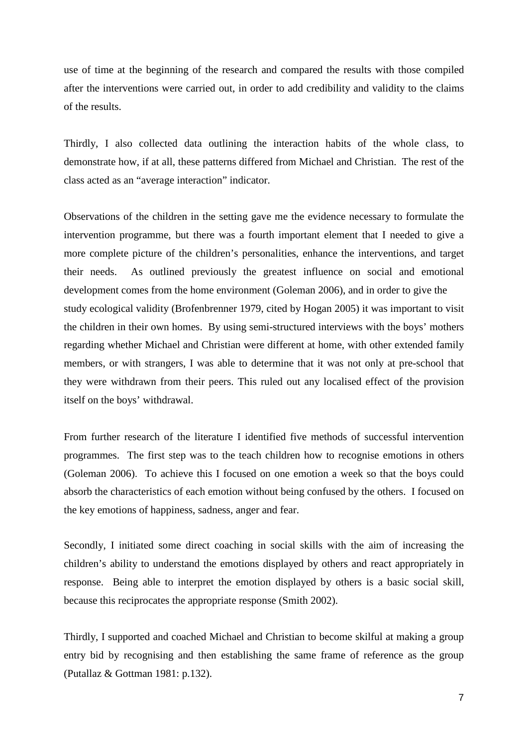use of time at the beginning of the research and compared the results with those compiled after the interventions were carried out, in order to add credibility and validity to the claims of the results.

Thirdly, I also collected data outlining the interaction habits of the whole class, to demonstrate how, if at all, these patterns differed from Michael and Christian. The rest of the class acted as an "average interaction" indicator.

Observations of the children in the setting gave me the evidence necessary to formulate the intervention programme, but there was a fourth important element that I needed to give a more complete picture of the children's personalities, enhance the interventions, and target their needs. As outlined previously the greatest influence on social and emotional development comes from the home environment (Goleman 2006), and in order to give the study ecological validity (Brofenbrenner 1979, cited by Hogan 2005) it was important to visit the children in their own homes. By using semi-structured interviews with the boys' mothers regarding whether Michael and Christian were different at home, with other extended family members, or with strangers, I was able to determine that it was not only at pre-school that they were withdrawn from their peers. This ruled out any localised effect of the provision itself on the boys' withdrawal.

From further research of the literature I identified five methods of successful intervention programmes. The first step was to the teach children how to recognise emotions in others (Goleman 2006). To achieve this I focused on one emotion a week so that the boys could absorb the characteristics of each emotion without being confused by the others. I focused on the key emotions of happiness, sadness, anger and fear.

Secondly, I initiated some direct coaching in social skills with the aim of increasing the children's ability to understand the emotions displayed by others and react appropriately in response. Being able to interpret the emotion displayed by others is a basic social skill, because this reciprocates the appropriate response (Smith 2002).

Thirdly, I supported and coached Michael and Christian to become skilful at making a group entry bid by recognising and then establishing the same frame of reference as the group (Putallaz & Gottman 1981: p.132).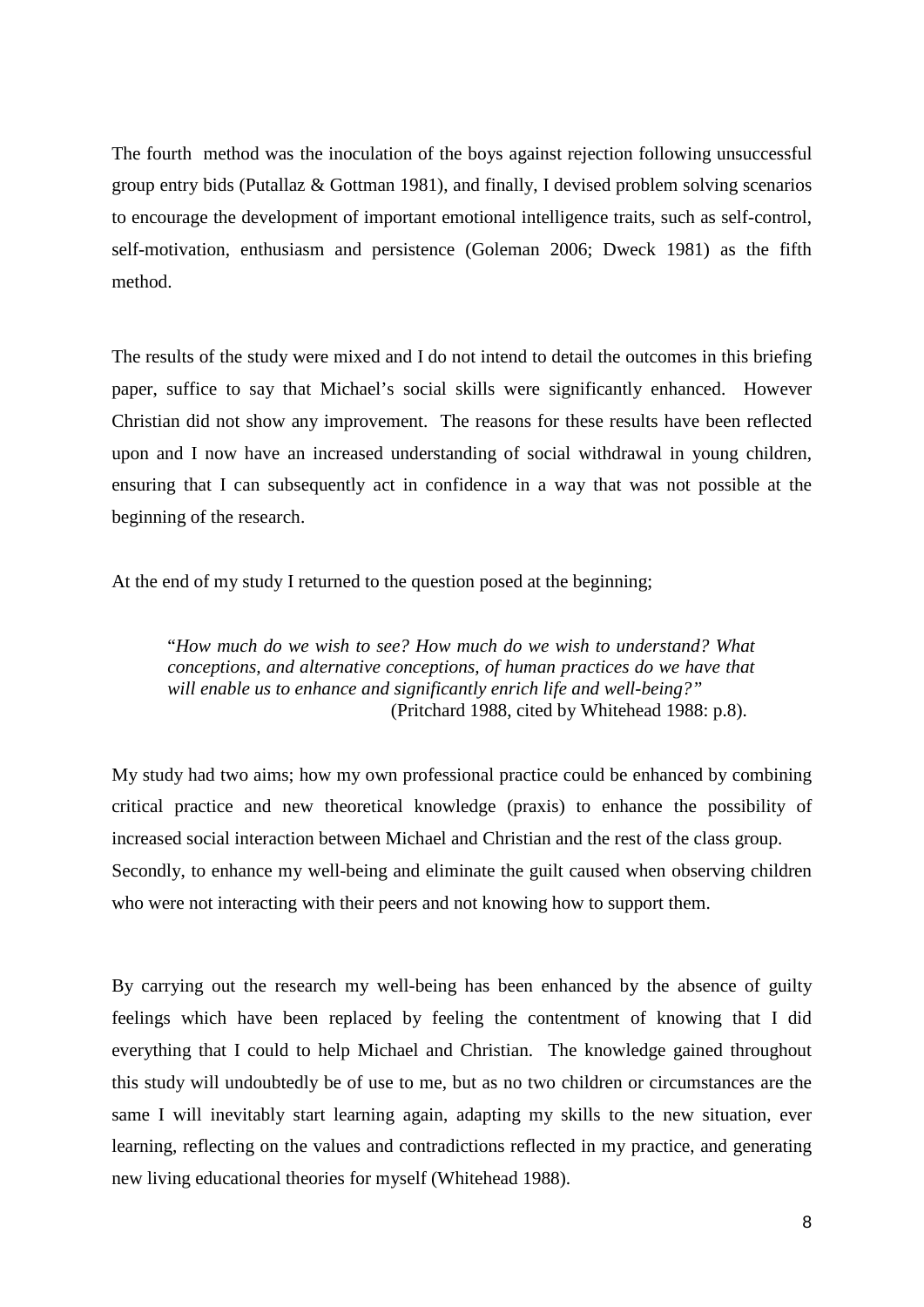The fourth method was the inoculation of the boys against rejection following unsuccessful group entry bids (Putallaz & Gottman 1981), and finally, I devised problem solving scenarios to encourage the development of important emotional intelligence traits, such as self-control, self-motivation, enthusiasm and persistence (Goleman 2006; Dweck 1981) as the fifth method.

The results of the study were mixed and I do not intend to detail the outcomes in this briefing paper, suffice to say that Michael's social skills were significantly enhanced. However Christian did not show any improvement. The reasons for these results have been reflected upon and I now have an increased understanding of social withdrawal in young children, ensuring that I can subsequently act in confidence in a way that was not possible at the beginning of the research.

At the end of my study I returned to the question posed at the beginning;

> "*How much do we wish to see? How much do we wish to understand? What conceptions, and alternative conceptions, of human practices do we have that will enable us to enhance and significantly enrich life and well-being?"*
> (Pritchard 1988, cited by Whitehead 1988: p.8).

My study had two aims; how my own professional practice could be enhanced by combining critical practice and new theoretical knowledge (praxis) to enhance the possibility of increased social interaction between Michael and Christian and the rest of the class group. Secondly, to enhance my well-being and eliminate the guilt caused when observing children who were not interacting with their peers and not knowing how to support them.

By carrying out the research my well-being has been enhanced by the absence of guilty feelings which have been replaced by feeling the contentment of knowing that I did everything that I could to help Michael and Christian. The knowledge gained throughout this study will undoubtedly be of use to me, but as no two children or circumstances are the same I will inevitably start learning again, adapting my skills to the new situation, ever learning, reflecting on the values and contradictions reflected in my practice, and generating new living educational theories for myself (Whitehead 1988).